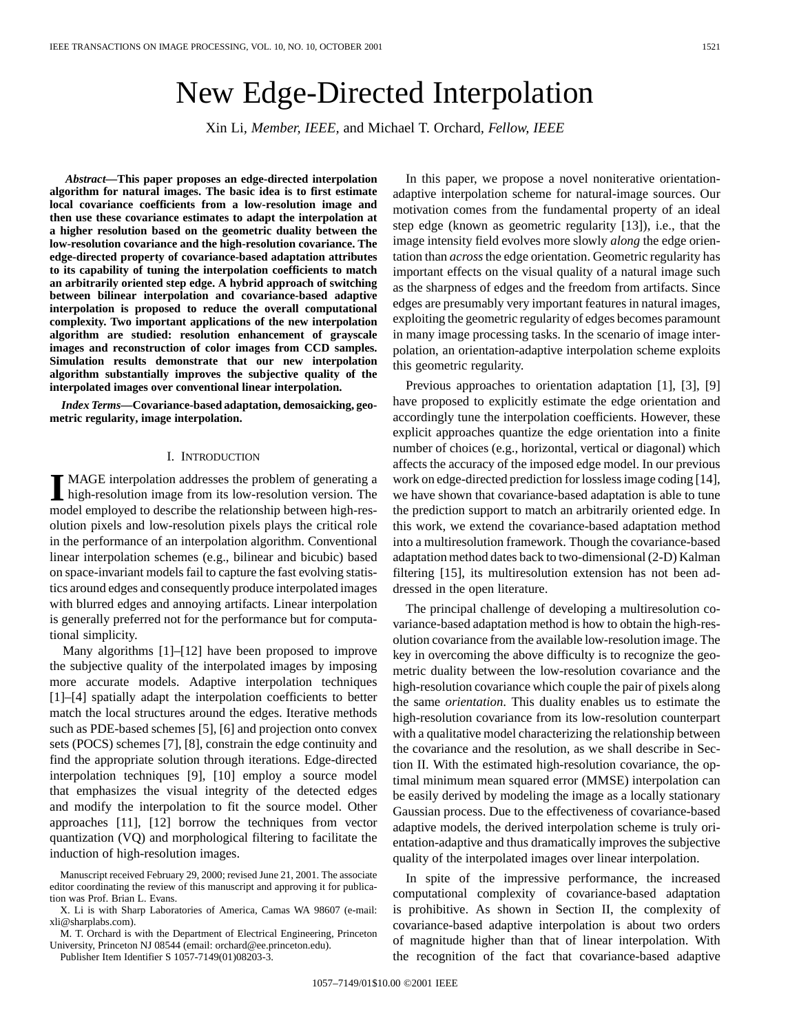# New Edge-Directed Interpolation

Xin Li, *Member, IEEE*, and Michael T. Orchard, *Fellow, IEEE*

***Abstract*—This paper proposes an edge-directed interpolation algorithm for natural images. The basic idea is to first estimate local covariance coefficients from a low-resolution image and then use these covariance estimates to adapt the interpolation at a higher resolution based on the geometric duality between the low-resolution covariance and the high-resolution covariance. The edge-directed property of covariance-based adaptation attributes to its capability of tuning the interpolation coefficients to match an arbitrarily oriented step edge. A hybrid approach of switching between bilinear interpolation and covariance-based adaptive interpolation is proposed to reduce the overall computational complexity. Two important applications of the new interpolation algorithm are studied: resolution enhancement of grayscale images and reconstruction of color images from CCD samples. Simulation results demonstrate that our new interpolation algorithm substantially improves the subjective quality of the interpolated images over conventional linear interpolation.**

***Index Terms*—Covariance-based adaptation, demosaicking, geometric regularity, image interpolation.**

## I. Introduction

IMAGE interpolation addresses the problem of generating a high-resolution image from its low-resolution version. The model employed to describe the relationship between high-resolution pixels and low-resolution pixels plays the critical role in the performance of an interpolation algorithm. Conventional linear interpolation schemes (e.g., bilinear and bicubic) based on space-invariant models fail to capture the fast evolving statistics around edges and consequently produce interpolated images with blurred edges and annoying artifacts. Linear interpolation is generally preferred not for the performance but for computational simplicity.

Many algorithms [1]–[12] have been proposed to improve the subjective quality of the interpolated images by imposing more accurate models. Adaptive interpolation techniques [1]–[4] spatially adapt the interpolation coefficients to better match the local structures around the edges. Iterative methods such as PDE-based schemes [5], [6] and projection onto convex sets (POCS) schemes [7], [8], constrain the edge continuity and find the appropriate solution through iterations. Edge-directed interpolation techniques [9], [10] employ a source model that emphasizes the visual integrity of the detected edges and modify the interpolation to fit the source model. Other approaches [11], [12] borrow the techniques from vector quantization (VQ) and morphological filtering to facilitate the induction of high-resolution images.

Manuscript received February 29, 2000; revised June 21, 2001. The associate editor coordinating the review of this manuscript and approving it for publication was Prof. Brian L. Evans.

X. Li is with Sharp Laboratories of America, Camas WA 98607 (e-mail: xli@sharplabs.com).

M. T. Orchard is with the Department of Electrical Engineering, Princeton University, Princeton NJ 08544 (email: orchard@ee.princeton.edu).

Publisher Item Identifier S 1057-7149(01)08203-3.

In this paper, we propose a novel noniterative orientation-adaptive interpolation scheme for natural-image sources. Our motivation comes from the fundamental property of an ideal step edge (known as geometric regularity [13]), i.e., that the image intensity field evolves more slowly *along* the edge orientation than *across* the edge orientation. Geometric regularity has important effects on the visual quality of a natural image such as the sharpness of edges and the freedom from artifacts. Since edges are presumably very important features in natural images, exploiting the geometric regularity of edges becomes paramount in many image processing tasks. In the scenario of image interpolation, an orientation-adaptive interpolation scheme exploits this geometric regularity.

Previous approaches to orientation adaptation [1], [3], [9] have proposed to explicitly estimate the edge orientation and accordingly tune the interpolation coefficients. However, these explicit approaches quantize the edge orientation into a finite number of choices (e.g., horizontal, vertical or diagonal) which affects the accuracy of the imposed edge model. In our previous work on edge-directed prediction for lossless image coding [14], we have shown that covariance-based adaptation is able to tune the prediction support to match an arbitrarily oriented edge. In this work, we extend the covariance-based adaptation method into a multiresolution framework. Though the covariance-based adaptation method dates back to two-dimensional (2-D) Kalman filtering [15], its multiresolution extension has not been addressed in the open literature.

The principal challenge of developing a multiresolution covariance-based adaptation method is how to obtain the high-resolution covariance from the available low-resolution image. The key in overcoming the above difficulty is to recognize the geometric duality between the low-resolution covariance and the high-resolution covariance which couple the pair of pixels along the same *orientation*. This duality enables us to estimate the high-resolution covariance from its low-resolution counterpart with a qualitative model characterizing the relationship between the covariance and the resolution, as we shall describe in Section II. With the estimated high-resolution covariance, the optimal minimum mean squared error (MMSE) interpolation can be easily derived by modeling the image as a locally stationary Gaussian process. Due to the effectiveness of covariance-based adaptive models, the derived interpolation scheme is truly orientation-adaptive and thus dramatically improves the subjective quality of the interpolated images over linear interpolation.

In spite of the impressive performance, the increased computational complexity of covariance-based adaptation is prohibitive. As shown in Section II, the complexity of covariance-based adaptive interpolation is about two orders of magnitude higher than that of linear interpolation. With the recognition of the fact that covariance-based adaptive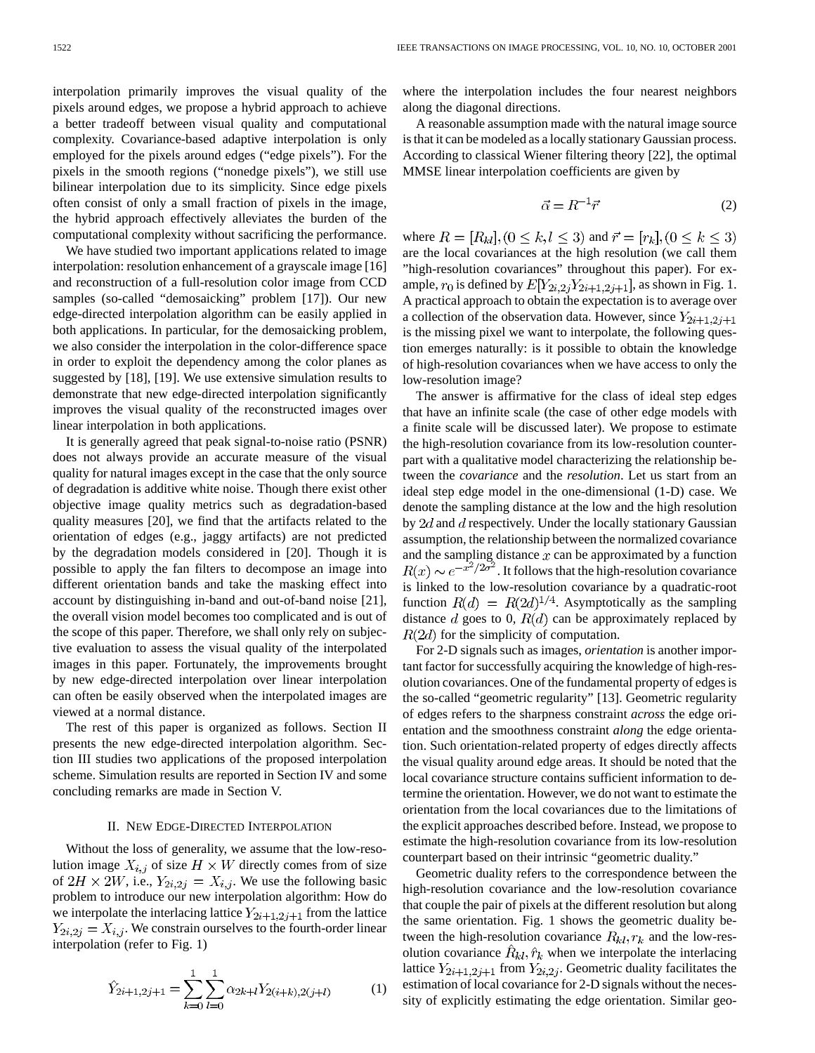interpolation primarily improves the visual quality of the pixels around edges, we propose a hybrid approach to achieve a better tradeoff between visual quality and computational complexity. Covariance-based adaptive interpolation is only employed for the pixels around edges ("edge pixels"). For the pixels in the smooth regions ("nonedge pixels"), we still use bilinear interpolation due to its simplicity. Since edge pixels often consist of only a small fraction of pixels in the image, the hybrid approach effectively alleviates the burden of the computational complexity without sacrificing the performance.

We have studied two important applications related to image interpolation: resolution enhancement of a grayscale image [16] and reconstruction of a full-resolution color image from CCD samples (so-called "demosaicking" problem [17]). Our new edge-directed interpolation algorithm can be easily applied in both applications. In particular, for the demosaicking problem, we also consider the interpolation in the color-difference space in order to exploit the dependency among the color planes as suggested by [18], [19]. We use extensive simulation results to demonstrate that new edge-directed interpolation significantly improves the visual quality of the reconstructed images over linear interpolation in both applications.

It is generally agreed that peak signal-to-noise ratio (PSNR) does not always provide an accurate measure of the visual quality for natural images except in the case that the only source of degradation is additive white noise. Though there exist other objective image quality metrics such as degradation-based quality measures [20], we find that the artifacts related to the orientation of edges (e.g., jaggy artifacts) are not predicted by the degradation models considered in [20]. Though it is possible to apply the fan filters to decompose an image into different orientation bands and take the masking effect into account by distinguishing in-band and out-of-band noise [21], the overall vision model becomes too complicated and is out of the scope of this paper. Therefore, we shall only rely on subjective evaluation to assess the visual quality of the interpolated images in this paper. Fortunately, the improvements brought by new edge-directed interpolation over linear interpolation can often be easily observed when the interpolated images are viewed at a normal distance.

The rest of this paper is organized as follows. Section II presents the new edge-directed interpolation algorithm. Section III studies two applications of the proposed interpolation scheme. Simulation results are reported in Section IV and some concluding remarks are made in Section V.

## II. New Edge-Directed Interpolation

Without the loss of generality, we assume that the low-resolution image $X_{i,j}$ of size $H \times W$ directly comes from of size of $2H \times 2W$, i.e., $Y_{2i,2j} = X_{i,j}$. We use the following basic problem to introduce our new interpolation algorithm: How do we interpolate the interlacing lattice $Y_{2i+1,2j+1}$ from the lattice $Y_{2i,2j} = X_{i,j}$. We constrain ourselves to the fourth-order linear interpolation (refer to Fig. 1)

$$\hat{Y}_{2i+1,2j+1} = \sum_{k=0}^{1}\sum_{l=0}^{1} \alpha_{2k+l} Y_{2(i+k),2(j+l)} \tag{1}$$

where the interpolation includes the four nearest neighbors along the diagonal directions.

A reasonable assumption made with the natural image source is that it can be modeled as a locally stationary Gaussian process. According to classical Wiener filtering theory [22], the optimal MMSE linear interpolation coefficients are given by

$$\vec{\alpha} = R^{-1}\vec{r} \tag{2}$$

where $R = [R_{kl}], (0 \le k, l \le 3)$ and $\vec{r} = [r_k], (0 \le k \le 3)$ are the local covariances at the high resolution (we call them "high-resolution covariances" throughout this paper). For example, $r_0$ is defined by $E[Y_{2i,2j}Y_{2i+1,2j+1}]$, as shown in Fig. 1. A practical approach to obtain the expectation is to average over a collection of the observation data. However, since $Y_{2i+1,2j+1}$ is the missing pixel we want to interpolate, the following question emerges naturally: is it possible to obtain the knowledge of high-resolution covariances when we have access to only the low-resolution image?

The answer is affirmative for the class of ideal step edges that have an infinite scale (the case of other edge models with a finite scale will be discussed later). We propose to estimate the high-resolution covariance from its low-resolution counterpart with a qualitative model characterizing the relationship between the *covariance* and the *resolution*. Let us start from an ideal step edge model in the one-dimensional (1-D) case. We denote the sampling distance at the low and the high resolution by $2d$ and $d$ respectively. Under the locally stationary Gaussian assumption, the relationship between the normalized covariance and the sampling distance $x$ can be approximated by a function $R(x) \sim e^{-x^2/2\sigma^2}$. It follows that the high-resolution covariance is linked to the low-resolution covariance by a quadratic-root function $R(d) = R(2d)^{1/4}$. Asymptotically as the sampling distance $d$ goes to 0, $R(d)$ can be approximately replaced by $R(2d)$ for the simplicity of computation.

For 2-D signals such as images, *orientation* is another important factor for successfully acquiring the knowledge of high-resolution covariances. One of the fundamental property of edges is the so-called "geometric regularity" [13]. Geometric regularity of edges refers to the sharpness constraint *across* the edge orientation and the smoothness constraint *along* the edge orientation. Such orientation-related property of edges directly affects the visual quality around edge areas. It should be noted that the local covariance structure contains sufficient information to determine the orientation. However, we do not want to estimate the orientation from the local covariances due to the limitations of the explicit approaches described before. Instead, we propose to estimate the high-resolution covariance from its low-resolution counterpart based on their intrinsic "geometric duality."

Geometric duality refers to the correspondence between the high-resolution covariance and the low-resolution covariance that couple the pair of pixels at the different resolution but along the same orientation. Fig. 1 shows the geometric duality between the high-resolution covariance $R_{kl}, r_k$ and the low-resolution covariance $\hat{R}_{kl}, \hat{r}_k$ when we interpolate the interlacing lattice $Y_{2i+1,2j+1}$ from $Y_{2i,2j}$. Geometric duality facilitates the estimation of local covariance for 2-D signals without the necessity of explicitly estimating the edge orientation. Similar geo-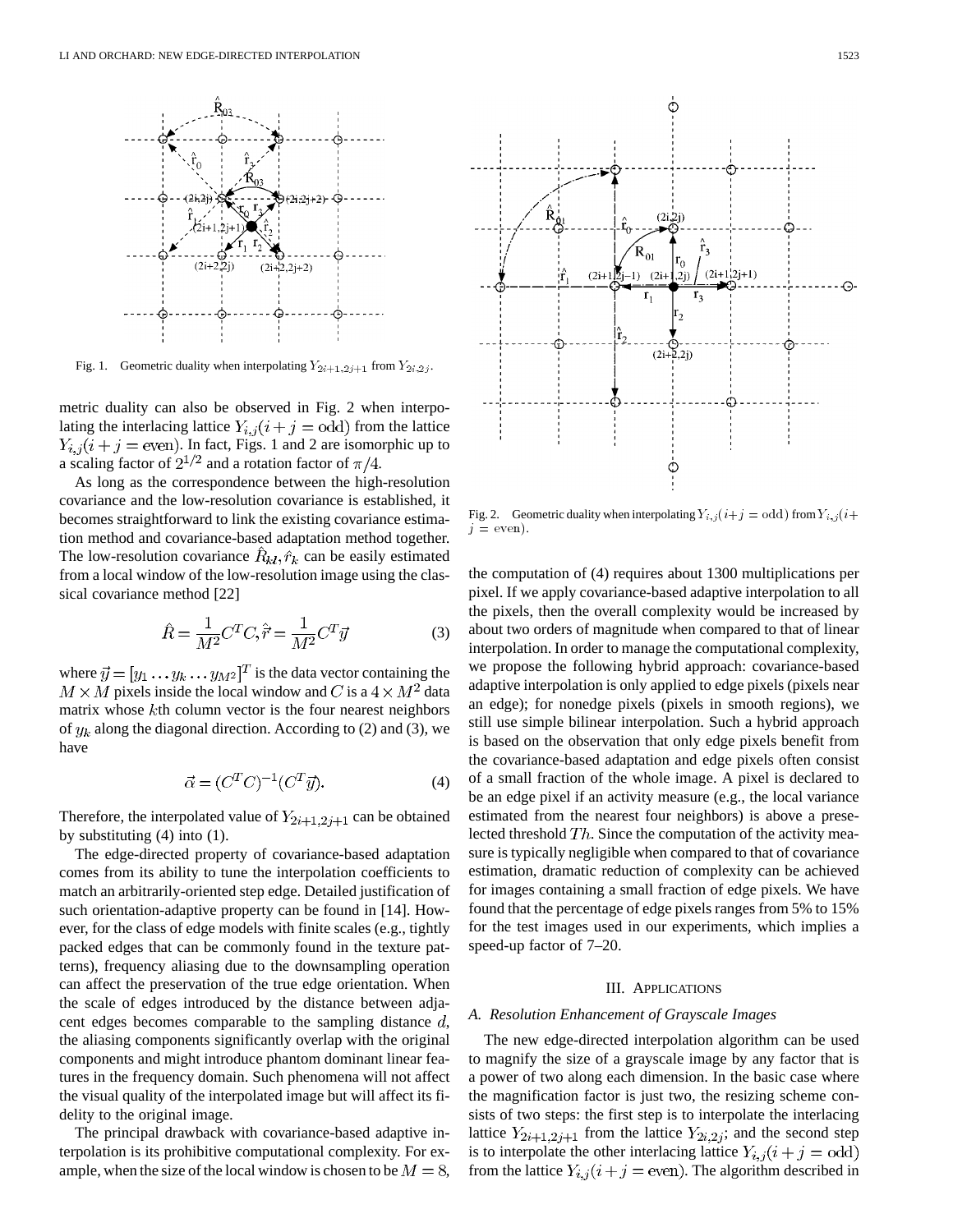Fig. 1. Geometric duality when interpolating $Y_{2i+1,2j+1}$ from $Y_{2i,2j}$.

metric duality can also be observed in Fig. 2 when interpolating the interlacing lattice $Y_{i,j}(i+j=\text{odd})$ from the lattice $Y_{i,j}(i+j=\text{even})$. In fact, Figs. 1 and 2 are isomorphic up to a scaling factor of $2^{1/2}$ and a rotation factor of $\pi/4$.

As long as the correspondence between the high-resolution covariance and the low-resolution covariance is established, it becomes straightforward to link the existing covariance estimation method and covariance-based adaptation method together. The low-resolution covariance $\hat{R}_{kl}, \hat{r}_k$ can be easily estimated from a local window of the low-resolution image using the classical covariance method [22]

$$\hat{R} = \frac{1}{M^2} C^T C, \hat{\vec{r}} = \frac{1}{M^2} C^T \vec{y} \tag{3}$$

where $\vec{y} = [y_1 \dots y_k \dots y_{M^2}]^T$ is the data vector containing the $M \times M$ pixels inside the local window and $C$ is a $4 \times M^2$ data matrix whose $k$th column vector is the four nearest neighbors of $y_k$ along the diagonal direction. According to (2) and (3), we have

$$\vec{\alpha} = (C^T C)^{-1} (C^T \vec{y}). \tag{4}$$

Therefore, the interpolated value of $Y_{2i+1,2j+1}$ can be obtained by substituting (4) into (1).

The edge-directed property of covariance-based adaptation comes from its ability to tune the interpolation coefficients to match an arbitrarily-oriented step edge. Detailed justification of such orientation-adaptive property can be found in [14]. However, for the class of edge models with finite scales (e.g., tightly packed edges that can be commonly found in the texture patterns), frequency aliasing due to the downsampling operation can affect the preservation of the true edge orientation. When the scale of edges introduced by the distance between adjacent edges becomes comparable to the sampling distance $d$, the aliasing components significantly overlap with the original components and might introduce phantom dominant linear features in the frequency domain. Such phenomena will not affect the visual quality of the interpolated image but will affect its fidelity to the original image.

The principal drawback with covariance-based adaptive interpolation is its prohibitive computational complexity. For example, when the size of the local window is chosen to be $M=8$, the computation of (4) requires about 1300 multiplications per pixel. If we apply covariance-based adaptive interpolation to all the pixels, then the overall complexity would be increased by about two orders of magnitude when compared to that of linear interpolation. In order to manage the computational complexity, we propose the following hybrid approach: covariance-based adaptive interpolation is only applied to edge pixels (pixels near an edge); for nonedge pixels (pixels in smooth regions), we still use simple bilinear interpolation. Such a hybrid approach is based on the observation that only edge pixels benefit from the covariance-based adaptation and edge pixels often consist of a small fraction of the whole image. A pixel is declared to be an edge pixel if an activity measure (e.g., the local variance estimated from the nearest four neighbors) is above a preselected threshold $Th$. Since the computation of the activity measure is typically negligible when compared to that of covariance estimation, dramatic reduction of complexity can be achieved for images containing a small fraction of edge pixels. We have found that the percentage of edge pixels ranges from 5% to 15% for the test images used in our experiments, which implies a speed-up factor of 7–20.

Fig. 2. Geometric duality when interpolating $Y_{i,j}(i+j=\text{odd})$ from $Y_{i,j}(i+j=\text{even})$.

## III. Applications

### A. Resolution Enhancement of Grayscale Images

The new edge-directed interpolation algorithm can be used to magnify the size of a grayscale image by any factor that is a power of two along each dimension. In the basic case where the magnification factor is just two, the resizing scheme consists of two steps: the first step is to interpolate the interlacing lattice $Y_{2i+1,2j+1}$ from the lattice $Y_{2i,2j}$; and the second step is to interpolate the other interlacing lattice $Y_{i,j}(i+j=\text{odd})$ from the lattice $Y_{i,j}(i+j=\text{even})$. The algorithm described in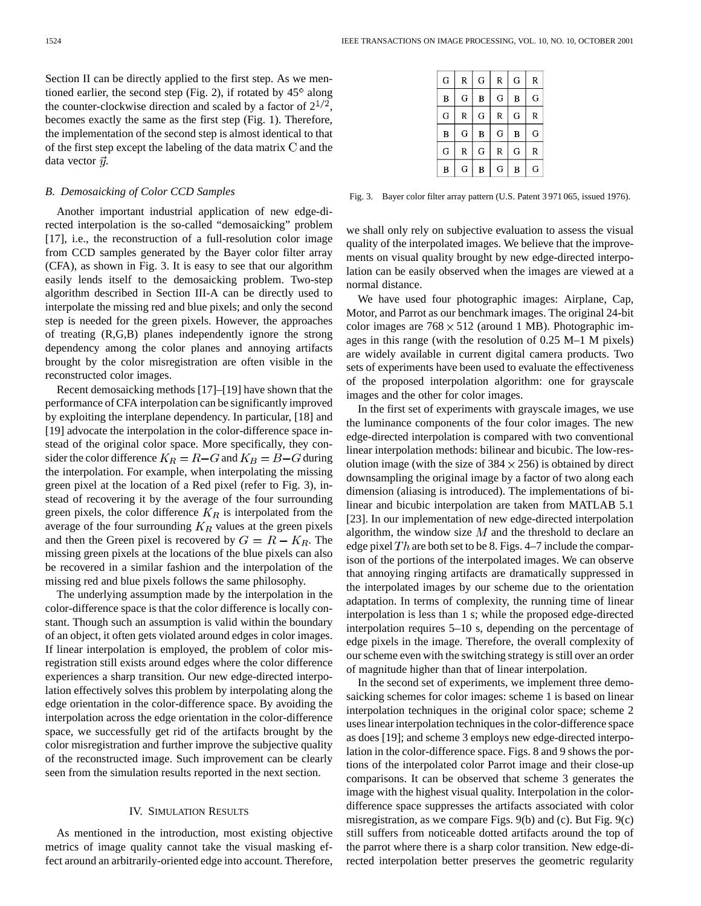Section II can be directly applied to the first step. As we mentioned earlier, the second step (Fig. 2), if rotated by 45° along the counter-clockwise direction and scaled by a factor of $2^{1/2}$, becomes exactly the same as the first step (Fig. 1). Therefore, the implementation of the second step is almost identical to that of the first step except the labeling of the data matrix $\mathbf{C}$ and the data vector $\vec{y}$.

### B. Demosaicking of Color CCD Samples

Another important industrial application of new edge-directed interpolation is the so-called "demosaicking" problem [17], i.e., the reconstruction of a full-resolution color image from CCD samples generated by the Bayer color filter array (CFA), as shown in Fig. 3. It is easy to see that our algorithm easily lends itself to the demosaicking problem. Two-step algorithm described in Section III-A can be directly used to interpolate the missing red and blue pixels; and only the second step is needed for the green pixels. However, the approaches of treating (R,G,B) planes independently ignore the strong dependency among the color planes and annoying artifacts brought by the color misregistration are often visible in the reconstructed color images.

Recent demosaicking methods [17]–[19] have shown that the performance of CFA interpolation can be significantly improved by exploiting the interplane dependency. In particular, [18] and [19] advocate the interpolation in the color-difference space instead of the original color space. More specifically, they consider the color difference $K_R = R - G$ and $K_B = B - G$ during the interpolation. For example, when interpolating the missing green pixel at the location of a Red pixel (refer to Fig. 3), instead of recovering it by the average of the four surrounding green pixels, the color difference $K_R$ is interpolated from the average of the four surrounding $K_R$ values at the green pixels and then the Green pixel is recovered by $G = R - K_R$. The missing green pixels at the locations of the blue pixels can also be recovered in a similar fashion and the interpolation of the missing red and blue pixels follows the same philosophy.

The underlying assumption made by the interpolation in the color-difference space is that the color difference is locally constant. Though such an assumption is valid within the boundary of an object, it often gets violated around edges in color images. If linear interpolation is employed, the problem of color misregistration still exists around edges where the color difference experiences a sharp transition. Our new edge-directed interpolation effectively solves this problem by interpolating along the edge orientation in the color-difference space. By avoiding the interpolation across the edge orientation in the color-difference space, we successfully get rid of the artifacts brought by the color misregistration and further improve the subjective quality of the reconstructed image. Such improvement can be clearly seen from the simulation results reported in the next section.

| G | R | G | R | G | R |
|---|---|---|---|---|---|
| B | G | B | G | B | G |
| G | R | G | R | G | R |
| B | G | B | G | B | G |
| G | R | G | R | G | R |
| B | G | B | G | B | G |

Fig. 3. Bayer color filter array pattern (U.S. Patent 3 971 065, issued 1976).

## IV. Simulation Results

As mentioned in the introduction, most existing objective metrics of image quality cannot take the visual masking effect around an arbitrarily-oriented edge into account. Therefore, we shall only rely on subjective evaluation to assess the visual quality of the interpolated images. We believe that the improvements on visual quality brought by new edge-directed interpolation can be easily observed when the images are viewed at a normal distance.

We have used four photographic images: Airplane, Cap, Motor, and Parrot as our benchmark images. The original 24-bit color images are $768 \times 512$ (around 1 MB). Photographic images in this range (with the resolution of 0.25 M–1 M pixels) are widely available in current digital camera products. Two sets of experiments have been used to evaluate the effectiveness of the proposed interpolation algorithm: one for grayscale images and the other for color images.

In the first set of experiments with grayscale images, we use the luminance components of the four color images. The new edge-directed interpolation is compared with two conventional linear interpolation methods: bilinear and bicubic. The low-resolution image (with the size of $384 \times 256$) is obtained by direct downsampling the original image by a factor of two along each dimension (aliasing is introduced). The implementations of bilinear and bicubic interpolation are taken from MATLAB 5.1 [23]. In our implementation of new edge-directed interpolation algorithm, the window size $M$ and the threshold to declare an edge pixel $Th$ are both set to be 8. Figs. 4–7 include the comparison of the portions of the interpolated images. We can observe that annoying ringing artifacts are dramatically suppressed in the interpolated images by our scheme due to the orientation adaptation. In terms of complexity, the running time of linear interpolation is less than 1 s; while the proposed edge-directed interpolation requires 5–10 s, depending on the percentage of edge pixels in the image. Therefore, the overall complexity of our scheme even with the switching strategy is still over an order of magnitude higher than that of linear interpolation.

In the second set of experiments, we implement three demosaicking schemes for color images: scheme 1 is based on linear interpolation techniques in the original color space; scheme 2 uses linear interpolation techniques in the color-difference space as does [19]; and scheme 3 employs new edge-directed interpolation in the color-difference space. Figs. 8 and 9 shows the portions of the interpolated color Parrot image and their close-up comparisons. It can be observed that scheme 3 generates the image with the highest visual quality. Interpolation in the color-difference space suppresses the artifacts associated with color misregistration, as we compare Figs. 9(b) and (c). But Fig. 9(c) still suffers from noticeable dotted artifacts around the top of the parrot where there is a sharp color transition. New edge-directed interpolation better preserves the geometric regularity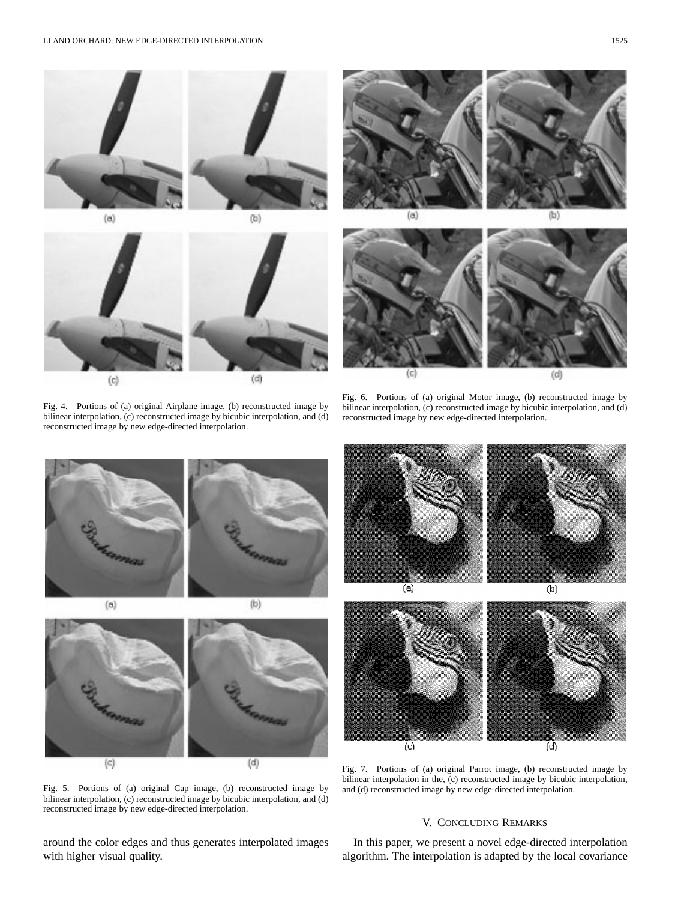Fig. 4. Portions of (a) original Airplane image, (b) reconstructed image by bilinear interpolation, (c) reconstructed image by bicubic interpolation, and (d) reconstructed image by new edge-directed interpolation.

Fig. 6. Portions of (a) original Motor image, (b) reconstructed image by bilinear interpolation, (c) reconstructed image by bicubic interpolation, and (d) reconstructed image by new edge-directed interpolation.

Fig. 5. Portions of (a) original Cap image, (b) reconstructed image by bilinear interpolation, (c) reconstructed image by bicubic interpolation, and (d) reconstructed image by new edge-directed interpolation.

Fig. 7. Portions of (a) original Parrot image, (b) reconstructed image by bilinear interpolation in the, (c) reconstructed image by bicubic interpolation, and (d) reconstructed image by new edge-directed interpolation.

around the color edges and thus generates interpolated images with higher visual quality.

## V. Concluding Remarks

In this paper, we present a novel edge-directed interpolation algorithm. The interpolation is adapted by the local covariance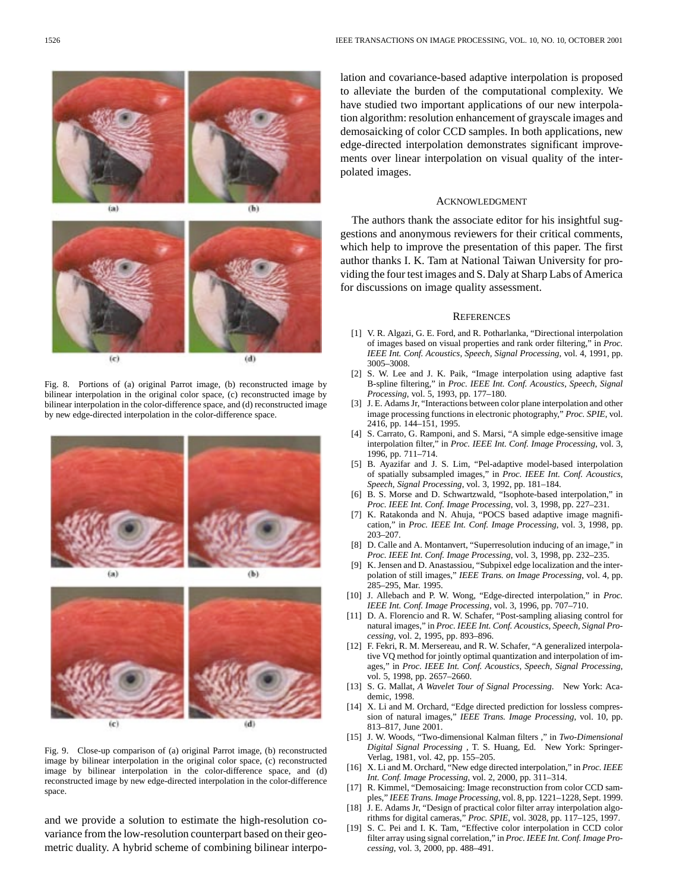Fig. 8. Portions of (a) original Parrot image, (b) reconstructed image by bilinear interpolation in the original color space, (c) reconstructed image by bilinear interpolation in the color-difference space, and (d) reconstructed image by new edge-directed interpolation in the color-difference space.

Fig. 9. Close-up comparison of (a) original Parrot image, (b) reconstructed image by bilinear interpolation in the original color space, (c) reconstructed image by bilinear interpolation in the color-difference space, and (d) reconstructed image by new edge-directed interpolation in the color-difference space.

and we provide a solution to estimate the high-resolution covariance from the low-resolution counterpart based on their geometric duality. A hybrid scheme of combining bilinear interpolation and covariance-based adaptive interpolation is proposed to alleviate the burden of the computational complexity. We have studied two important applications of our new interpolation algorithm: resolution enhancement of grayscale images and demosaicking of color CCD samples. In both applications, new edge-directed interpolation demonstrates significant improvements over linear interpolation on visual quality of the interpolated images.

## Acknowledgment

The authors thank the associate editor for his insightful suggestions and anonymous reviewers for their critical comments, which help to improve the presentation of this paper. The first author thanks I. K. Tam at National Taiwan University for providing the four test images and S. Daly at Sharp Labs of America for discussions on image quality assessment.

## References

[1] V. R. Algazi, G. E. Ford, and R. Potharlanka, "Directional interpolation of images based on visual properties and rank order filtering," in *Proc. IEEE Int. Conf. Acoustics, Speech, Signal Processing*, vol. 4, 1991, pp. 3005–3008.

[2] S. W. Lee and J. K. Paik, "Image interpolation using adaptive fast B-spline filtering," in *Proc. IEEE Int. Conf. Acoustics, Speech, Signal Processing*, vol. 5, 1993, pp. 177–180.

[3] J. E. Adams Jr, "Interactions between color plane interpolation and other image processing functions in electronic photography," *Proc. SPIE*, vol. 2416, pp. 144–151, 1995.

[4] S. Carrato, G. Ramponi, and S. Marsi, "A simple edge-sensitive image interpolation filter," in *Proc. IEEE Int. Conf. Image Processing*, vol. 3, 1996, pp. 711–714.

[5] B. Ayazifar and J. S. Lim, "Pel-adaptive model-based interpolation of spatially subsampled images," in *Proc. IEEE Int. Conf. Acoustics, Speech, Signal Processing*, vol. 3, 1992, pp. 181–184.

[6] B. S. Morse and D. Schwartzwald, "Isophote-based interpolation," in *Proc. IEEE Int. Conf. Image Processing*, vol. 3, 1998, pp. 227–231.

[7] K. Ratakonda and N. Ahuja, "POCS based adaptive image magnification," in *Proc. IEEE Int. Conf. Image Processing*, vol. 3, 1998, pp. 203–207.

[8] D. Calle and A. Montanvert, "Superresolution inducing of an image," in *Proc. IEEE Int. Conf. Image Processing*, vol. 3, 1998, pp. 232–235.

[9] K. Jensen and D. Anastassiou, "Subpixel edge localization and the interpolation of still images," *IEEE Trans. on Image Processing*, vol. 4, pp. 285–295, Mar. 1995.

[10] J. Allebach and P. W. Wong, "Edge-directed interpolation," in *Proc. IEEE Int. Conf. Image Processing*, vol. 3, 1996, pp. 707–710.

[11] D. A. Florencio and R. W. Schafer, "Post-sampling aliasing control for natural images," in *Proc. IEEE Int. Conf. Acoustics, Speech, Signal Processing*, vol. 2, 1995, pp. 893–896.

[12] F. Fekri, R. M. Mersereau, and R. W. Schafer, "A generalized interpolative VQ method for jointly optimal quantization and interpolation of images," in *Proc. IEEE Int. Conf. Acoustics, Speech, Signal Processing*, vol. 5, 1998, pp. 2657–2660.

[13] S. G. Mallat, *A Wavelet Tour of Signal Processing*. New York: Academic, 1998.

[14] X. Li and M. Orchard, "Edge directed prediction for lossless compression of natural images," *IEEE Trans. Image Processing*, vol. 10, pp. 813–817, June 2001.

[15] J. W. Woods, "Two-dimensional Kalman filters ," in *Two-Dimensional Digital Signal Processing* , T. S. Huang, Ed. New York: Springer-Verlag, 1981, vol. 42, pp. 155–205.

[16] X. Li and M. Orchard, "New edge directed interpolation," in *Proc. IEEE Int. Conf. Image Processing*, vol. 2, 2000, pp. 311–314.

[17] R. Kimmel, "Demosaicing: Image reconstruction from color CCD samples," *IEEE Trans. Image Processing*, vol. 8, pp. 1221–1228, Sept. 1999.

[18] J. E. Adams Jr, "Design of practical color filter array interpolation algorithms for digital cameras," *Proc. SPIE*, vol. 3028, pp. 117–125, 1997.

[19] S. C. Pei and I. K. Tam, "Effective color interpolation in CCD color filter array using signal correlation," in *Proc. IEEE Int. Conf. Image Processing*, vol. 3, 2000, pp. 488–491.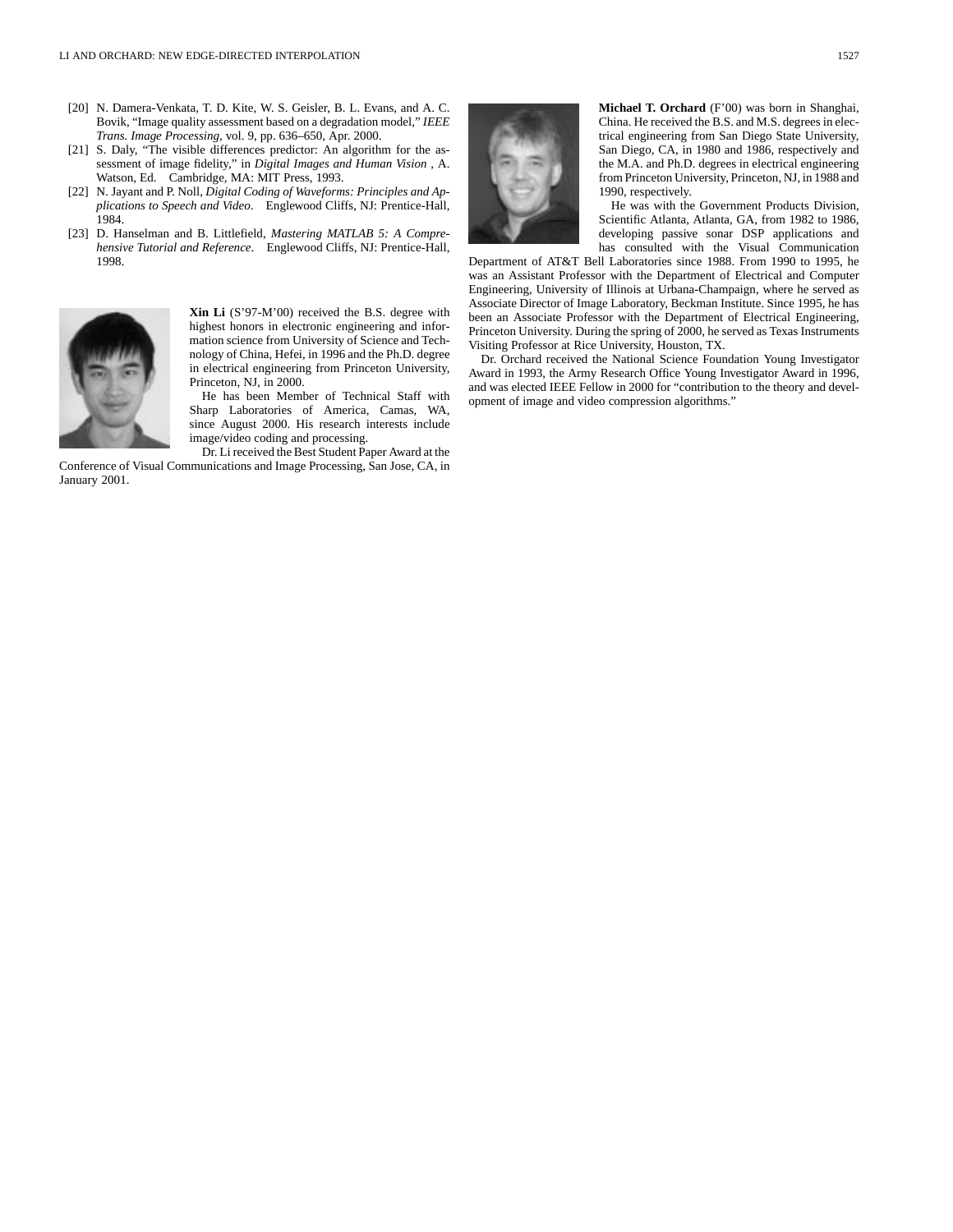[20] N. Damera-Venkata, T. D. Kite, W. S. Geisler, B. L. Evans, and A. C. Bovik, "Image quality assessment based on a degradation model," *IEEE Trans. Image Processing*, vol. 9, pp. 636–650, Apr. 2000.

[21] S. Daly, "The visible differences predictor: An algorithm for the assessment of image fidelity," in *Digital Images and Human Vision* , A. Watson, Ed. Cambridge, MA: MIT Press, 1993.

[22] N. Jayant and P. Noll, *Digital Coding of Waveforms: Principles and Applications to Speech and Video*. Englewood Cliffs, NJ: Prentice-Hall, 1984.

[23] D. Hanselman and B. Littlefield, *Mastering MATLAB 5: A Comprehensive Tutorial and Reference*. Englewood Cliffs, NJ: Prentice-Hall, 1998.

**Xin Li** (S'97-M'00) received the B.S. degree with highest honors in electronic engineering and information science from University of Science and Technology of China, Hefei, in 1996 and the Ph.D. degree in electrical engineering from Princeton University, Princeton, NJ, in 2000.

He has been Member of Technical Staff with Sharp Laboratories of America, Camas, WA, since August 2000. His research interests include image/video coding and processing.

Dr. Li received the Best Student Paper Award at the Conference of Visual Communications and Image Processing, San Jose, CA, in January 2001.

**Michael T. Orchard** (F'00) was born in Shanghai, China. He received the B.S. and M.S. degrees in electrical engineering from San Diego State University, San Diego, CA, in 1980 and 1986, respectively and the M.A. and Ph.D. degrees in electrical engineering from Princeton University, Princeton, NJ, in 1988 and 1990, respectively.

He was with the Government Products Division, Scientific Atlanta, Atlanta, GA, from 1982 to 1986, developing passive sonar DSP applications and has consulted with the Visual Communication Department of AT&T Bell Laboratories since 1988. From 1990 to 1995, he was an Assistant Professor with the Department of Electrical and Computer Engineering, University of Illinois at Urbana-Champaign, where he served as Associate Director of Image Laboratory, Beckman Institute. Since 1995, he has been an Associate Professor with the Department of Electrical Engineering, Princeton University. During the spring of 2000, he served as Texas Instruments Visiting Professor at Rice University, Houston, TX.

Dr. Orchard received the National Science Foundation Young Investigator Award in 1993, the Army Research Office Young Investigator Award in 1996, and was elected IEEE Fellow in 2000 for "contribution to the theory and development of image and video compression algorithms."